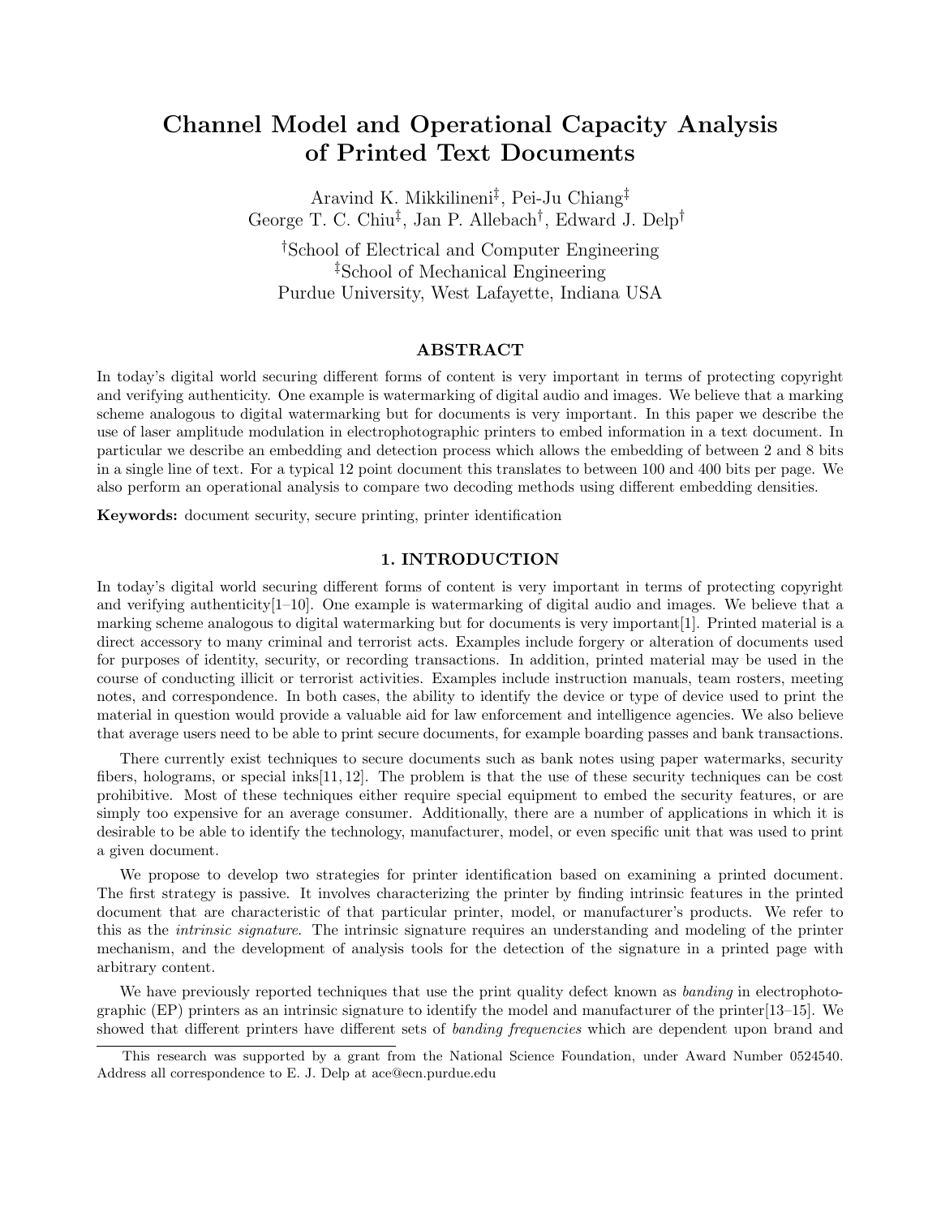# Channel Model and Operational Capacity Analysis of Printed Text Documents

Aravind K. Mikkilineni[‡], Pei-Ju Chiang[‡]
George T. C. Chiu[‡], Jan P. Allebach[†], Edward J. Delp[†]

[†]School of Electrical and Computer Engineering
[‡]School of Mechanical Engineering
Purdue University, West Lafayette, Indiana USA

## ABSTRACT

In today's digital world securing different forms of content is very important in terms of protecting copyright and verifying authenticity. One example is watermarking of digital audio and images. We believe that a marking scheme analogous to digital watermarking but for documents is very important. In this paper we describe the use of laser amplitude modulation in electrophotographic printers to embed information in a text document. In particular we describe an embedding and detection process which allows the embedding of between 2 and 8 bits in a single line of text. For a typical 12 point document this translates to between 100 and 400 bits per page. We also perform an operational analysis to compare two decoding methods using different embedding densities.

**Keywords:** document security, secure printing, printer identification

## 1. INTRODUCTION

In today's digital world securing different forms of content is very important in terms of protecting copyright and verifying authenticity[1–10]. One example is watermarking of digital audio and images. We believe that a marking scheme analogous to digital watermarking but for documents is very important[1]. Printed material is a direct accessory to many criminal and terrorist acts. Examples include forgery or alteration of documents used for purposes of identity, security, or recording transactions. In addition, printed material may be used in the course of conducting illicit or terrorist activities. Examples include instruction manuals, team rosters, meeting notes, and correspondence. In both cases, the ability to identify the device or type of device used to print the material in question would provide a valuable aid for law enforcement and intelligence agencies. We also believe that average users need to be able to print secure documents, for example boarding passes and bank transactions.

There currently exist techniques to secure documents such as bank notes using paper watermarks, security fibers, holograms, or special inks[11, 12]. The problem is that the use of these security techniques can be cost prohibitive. Most of these techniques either require special equipment to embed the security features, or are simply too expensive for an average consumer. Additionally, there are a number of applications in which it is desirable to be able to identify the technology, manufacturer, model, or even specific unit that was used to print a given document.

We propose to develop two strategies for printer identification based on examining a printed document. The first strategy is passive. It involves characterizing the printer by finding intrinsic features in the printed document that are characteristic of that particular printer, model, or manufacturer's products. We refer to this as the *intrinsic signature*. The intrinsic signature requires an understanding and modeling of the printer mechanism, and the development of analysis tools for the detection of the signature in a printed page with arbitrary content.

We have previously reported techniques that use the print quality defect known as *banding* in electrophotographic (EP) printers as an intrinsic signature to identify the model and manufacturer of the printer[13–15]. We showed that different printers have different sets of *banding frequencies* which are dependent upon brand and

This research was supported by a grant from the National Science Foundation, under Award Number 0524540. Address all correspondence to E. J. Delp at ace@ecn.purdue.edu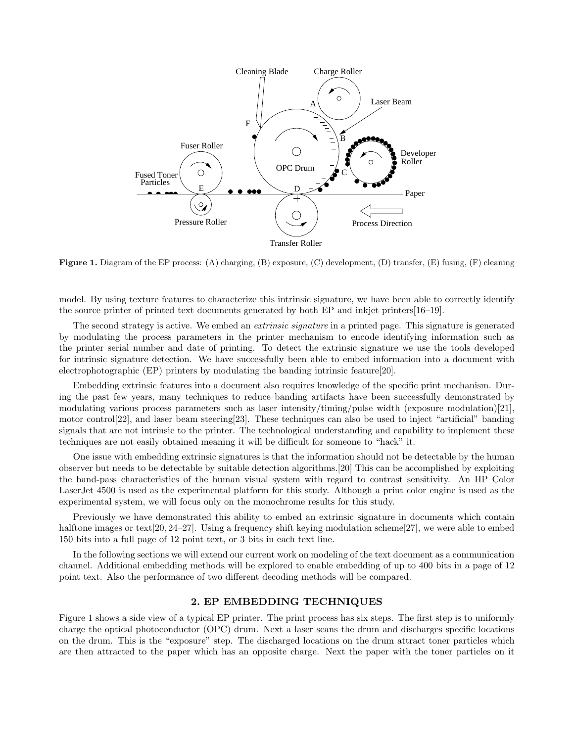**Figure 1.** Diagram of the EP process: (A) charging, (B) exposure, (C) development, (D) transfer, (E) fusing, (F) cleaning

model. By using texture features to characterize this intrinsic signature, we have been able to correctly identify the source printer of printed text documents generated by both EP and inkjet printers[16–19].

The second strategy is active. We embed an *extrinsic signature* in a printed page. This signature is generated by modulating the process parameters in the printer mechanism to encode identifying information such as the printer serial number and date of printing. To detect the extrinsic signature we use the tools developed for intrinsic signature detection. We have successfully been able to embed information into a document with electrophotographic (EP) printers by modulating the banding intrinsic feature[20].

Embedding extrinsic features into a document also requires knowledge of the specific print mechanism. During the past few years, many techniques to reduce banding artifacts have been successfully demonstrated by modulating various process parameters such as laser intensity/timing/pulse width (exposure modulation)[21], motor control[22], and laser beam steering[23]. These techniques can also be used to inject "artificial" banding signals that are not intrinsic to the printer. The technological understanding and capability to implement these techniques are not easily obtained meaning it will be difficult for someone to "hack" it.

One issue with embedding extrinsic signatures is that the information should not be detectable by the human observer but needs to be detectable by suitable detection algorithms.[20] This can be accomplished by exploiting the band-pass characteristics of the human visual system with regard to contrast sensitivity. An HP Color LaserJet 4500 is used as the experimental platform for this study. Although a print color engine is used as the experimental system, we will focus only on the monochrome results for this study.

Previously we have demonstrated this ability to embed an extrinsic signature in documents which contain halftone images or text[20, 24–27]. Using a frequency shift keying modulation scheme[27], we were able to embed 150 bits into a full page of 12 point text, or 3 bits in each text line.

In the following sections we will extend our current work on modeling of the text document as a communication channel. Additional embedding methods will be explored to enable embedding of up to 400 bits in a page of 12 point text. Also the performance of two different decoding methods will be compared.

## 2. EP EMBEDDING TECHNIQUES

Figure 1 shows a side view of a typical EP printer. The print process has six steps. The first step is to uniformly charge the optical photoconductor (OPC) drum. Next a laser scans the drum and discharges specific locations on the drum. This is the "exposure" step. The discharged locations on the drum attract toner particles which are then attracted to the paper which has an opposite charge. Next the paper with the toner particles on it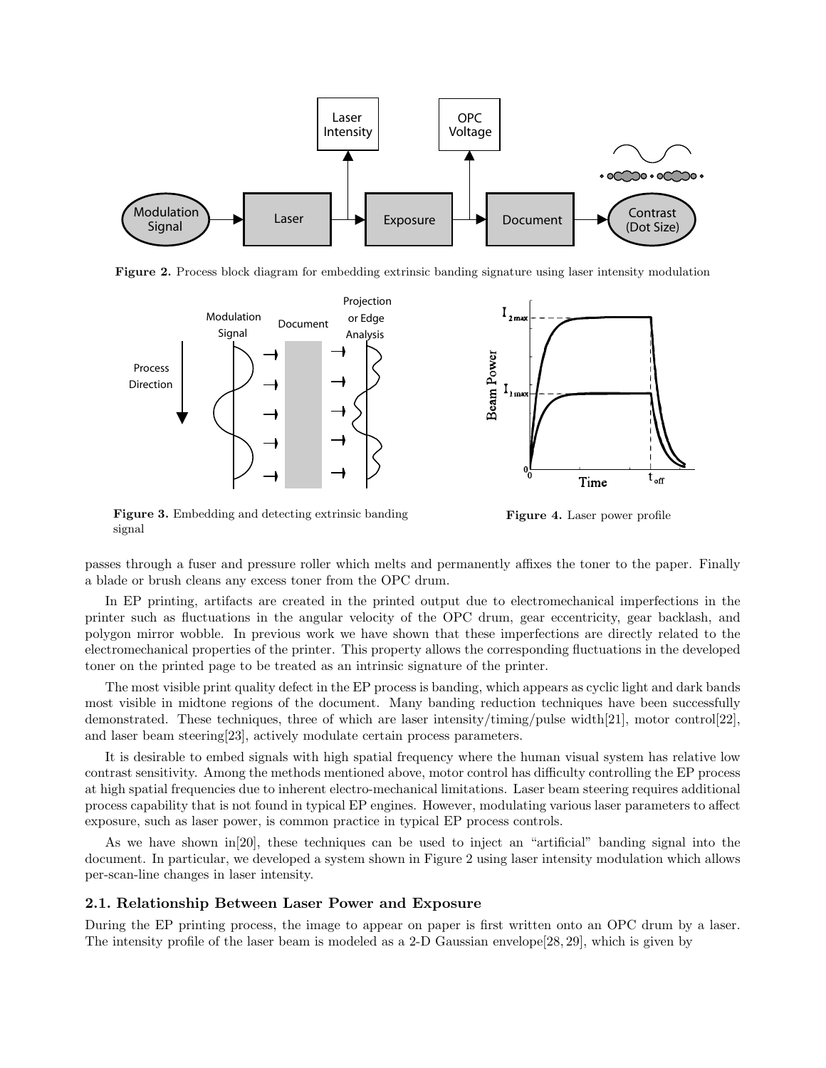Figure 2. Process block diagram for embedding extrinsic banding signature using laser intensity modulation

Figure 3. Embedding and detecting extrinsic banding signal

Figure 4. Laser power profile

passes through a fuser and pressure roller which melts and permanently affixes the toner to the paper. Finally a blade or brush cleans any excess toner from the OPC drum.

In EP printing, artifacts are created in the printed output due to electromechanical imperfections in the printer such as fluctuations in the angular velocity of the OPC drum, gear eccentricity, gear backlash, and polygon mirror wobble. In previous work we have shown that these imperfections are directly related to the electromechanical properties of the printer. This property allows the corresponding fluctuations in the developed toner on the printed page to be treated as an intrinsic signature of the printer.

The most visible print quality defect in the EP process is banding, which appears as cyclic light and dark bands most visible in midtone regions of the document. Many banding reduction techniques have been successfully demonstrated. These techniques, three of which are laser intensity/timing/pulse width[21], motor control[22], and laser beam steering[23], actively modulate certain process parameters.

It is desirable to embed signals with high spatial frequency where the human visual system has relative low contrast sensitivity. Among the methods mentioned above, motor control has difficulty controlling the EP process at high spatial frequencies due to inherent electro-mechanical limitations. Laser beam steering requires additional process capability that is not found in typical EP engines. However, modulating various laser parameters to affect exposure, such as laser power, is common practice in typical EP process controls.

As we have shown in[20], these techniques can be used to inject an "artificial" banding signal into the document. In particular, we developed a system shown in Figure 2 using laser intensity modulation which allows per-scan-line changes in laser intensity.

### 2.1. Relationship Between Laser Power and Exposure

During the EP printing process, the image to appear on paper is first written onto an OPC drum by a laser. The intensity profile of the laser beam is modeled as a 2-D Gaussian envelope[28, 29], which is given by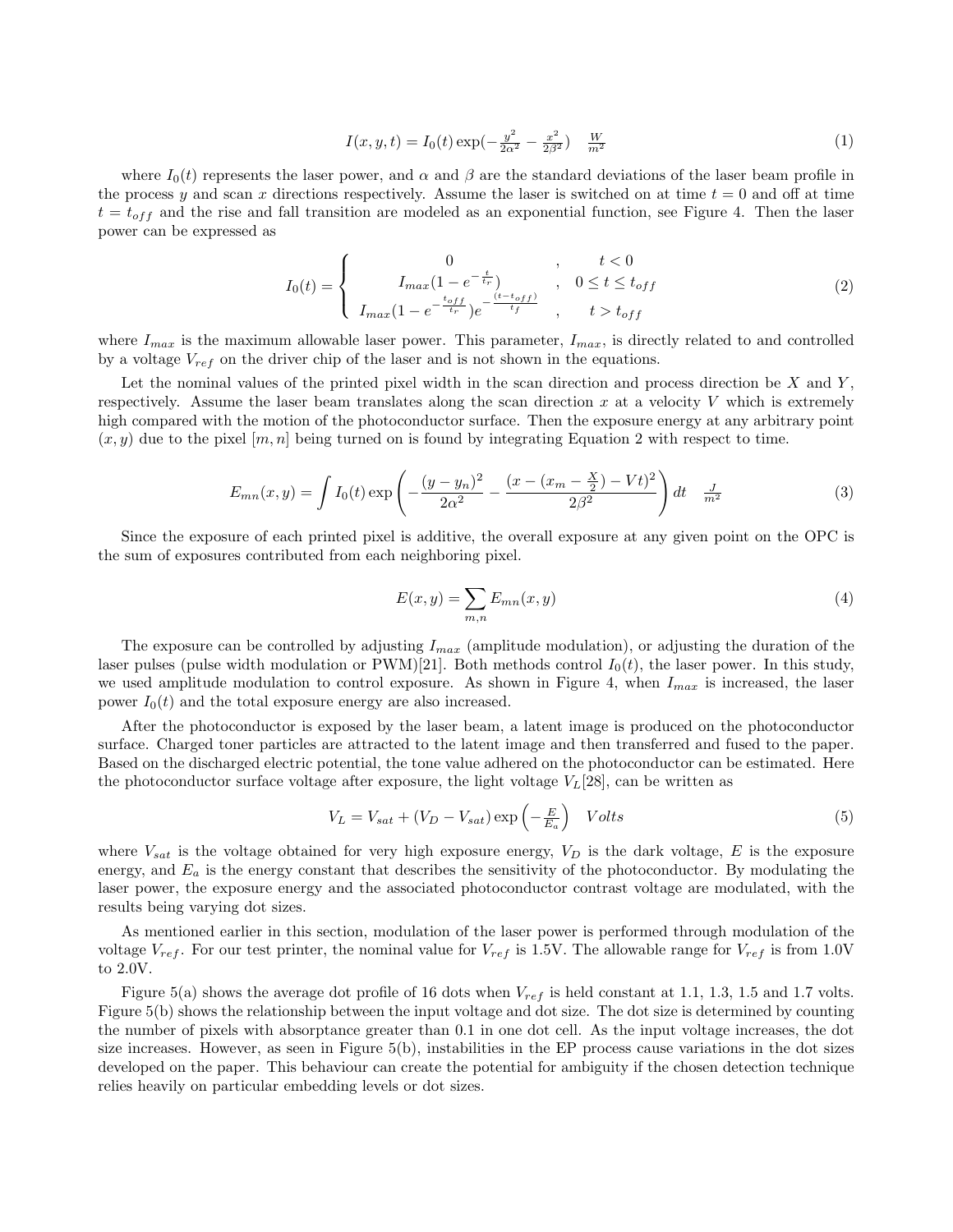$$I(x, y, t) = I_0(t) \exp(-\frac{y^2}{2\alpha^2} - \frac{x^2}{2\beta^2}) \quad \frac{W}{m^2} \tag{1}$$

where $I_0(t)$ represents the laser power, and $\alpha$ and $\beta$ are the standard deviations of the laser beam profile in the process $y$ and scan $x$ directions respectively. Assume the laser is switched on at time $t = 0$ and off at time $t = t_{off}$ and the rise and fall transition are modeled as an exponential function, see Figure 4. Then the laser power can be expressed as

$$I_0(t) = \begin{cases} 0 & , \quad t < 0 \\ I_{max}(1 - e^{-\frac{t}{t_r}}) & , \quad 0 \le t \le t_{off} \\ I_{max}(1 - e^{-\frac{t_{off}}{t_r}})e^{-\frac{(t - t_{off})}{t_f}} & , \quad t > t_{off} \end{cases} \tag{2}$$

where $I_{max}$ is the maximum allowable laser power. This parameter, $I_{max}$, is directly related to and controlled by a voltage $V_{ref}$ on the driver chip of the laser and is not shown in the equations.

Let the nominal values of the printed pixel width in the scan direction and process direction be $X$ and $Y$, respectively. Assume the laser beam translates along the scan direction $x$ at a velocity $V$ which is extremely high compared with the motion of the photoconductor surface. Then the exposure energy at any arbitrary point $(x, y)$ due to the pixel $[m, n]$ being turned on is found by integrating Equation 2 with respect to time.

$$E_{mn}(x, y) = \int I_0(t) \exp\left(-\frac{(y - y_n)^2}{2\alpha^2} - \frac{(x - (x_m - \frac{X}{2}) - Vt)^2}{2\beta^2}\right) dt \quad \frac{J}{m^2} \tag{3}$$

Since the exposure of each printed pixel is additive, the overall exposure at any given point on the OPC is the sum of exposures contributed from each neighboring pixel.

$$E(x, y) = \sum_{m,n} E_{mn}(x, y) \tag{4}$$

The exposure can be controlled by adjusting $I_{max}$ (amplitude modulation), or adjusting the duration of the laser pulses (pulse width modulation or PWM)[21]. Both methods control $I_0(t)$, the laser power. In this study, we used amplitude modulation to control exposure. As shown in Figure 4, when $I_{max}$ is increased, the laser power $I_0(t)$ and the total exposure energy are also increased.

After the photoconductor is exposed by the laser beam, a latent image is produced on the photoconductor surface. Charged toner particles are attracted to the latent image and then transferred and fused to the paper. Based on the discharged electric potential, the tone value adhered on the photoconductor can be estimated. Here the photoconductor surface voltage after exposure, the light voltage $V_L$[28], can be written as

$$V_L = V_{sat} + (V_D - V_{sat}) \exp\left(-\frac{E}{E_a}\right) \quad Volts \tag{5}$$

where $V_{sat}$ is the voltage obtained for very high exposure energy, $V_D$ is the dark voltage, $E$ is the exposure energy, and $E_a$ is the energy constant that describes the sensitivity of the photoconductor. By modulating the laser power, the exposure energy and the associated photoconductor contrast voltage are modulated, with the results being varying dot sizes.

As mentioned earlier in this section, modulation of the laser power is performed through modulation of the voltage $V_{ref}$. For our test printer, the nominal value for $V_{ref}$ is 1.5V. The allowable range for $V_{ref}$ is from 1.0V to 2.0V.

Figure 5(a) shows the average dot profile of 16 dots when $V_{ref}$ is held constant at 1.1, 1.3, 1.5 and 1.7 volts. Figure 5(b) shows the relationship between the input voltage and dot size. The dot size is determined by counting the number of pixels with absorptance greater than 0.1 in one dot cell. As the input voltage increases, the dot size increases. However, as seen in Figure 5(b), instabilities in the EP process cause variations in the dot sizes developed on the paper. This behaviour can create the potential for ambiguity if the chosen detection technique relies heavily on particular embedding levels or dot sizes.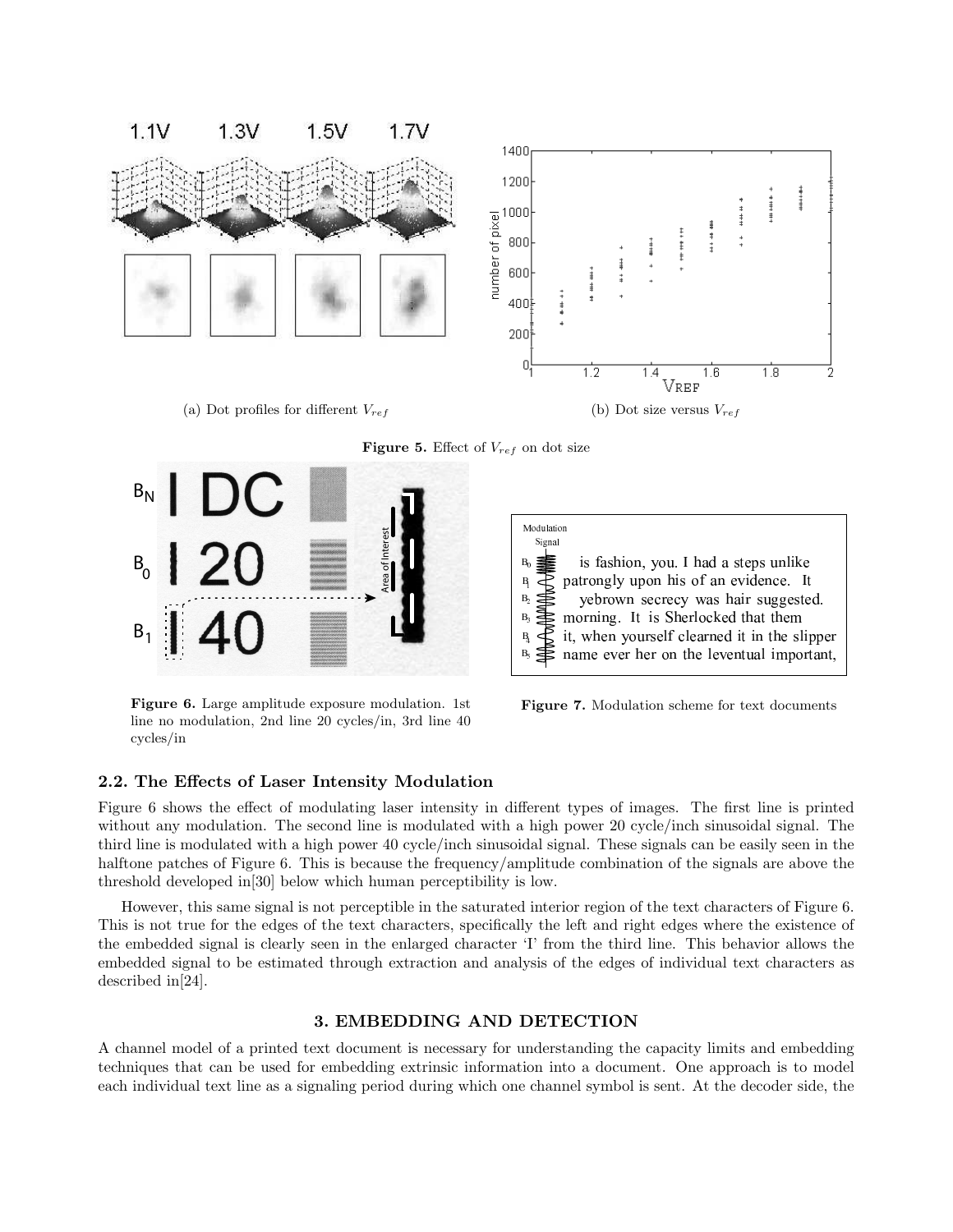(a) Dot profiles for different $V_{ref}$

(b) Dot size versus $V_{ref}$

**Figure 5.** Effect of $V_{ref}$ on dot size

**Figure 6.** Large amplitude exposure modulation. 1st line no modulation, 2nd line 20 cycles/in, 3rd line 40 cycles/in

**Figure 7.** Modulation scheme for text documents

## 2.2. The Effects of Laser Intensity Modulation

Figure 6 shows the effect of modulating laser intensity in different types of images. The first line is printed without any modulation. The second line is modulated with a high power 20 cycle/inch sinusoidal signal. The third line is modulated with a high power 40 cycle/inch sinusoidal signal. These signals can be easily seen in the halftone patches of Figure 6. This is because the frequency/amplitude combination of the signals are above the threshold developed in[30] below which human perceptibility is low.

However, this same signal is not perceptible in the saturated interior region of the text characters of Figure 6. This is not true for the edges of the text characters, specifically the left and right edges where the existence of the embedded signal is clearly seen in the enlarged character 'I' from the third line. This behavior allows the embedded signal to be estimated through extraction and analysis of the edges of individual text characters as described in[24].

# 3. EMBEDDING AND DETECTION

A channel model of a printed text document is necessary for understanding the capacity limits and embedding techniques that can be used for embedding extrinsic information into a document. One approach is to model each individual text line as a signaling period during which one channel symbol is sent. At the decoder side, the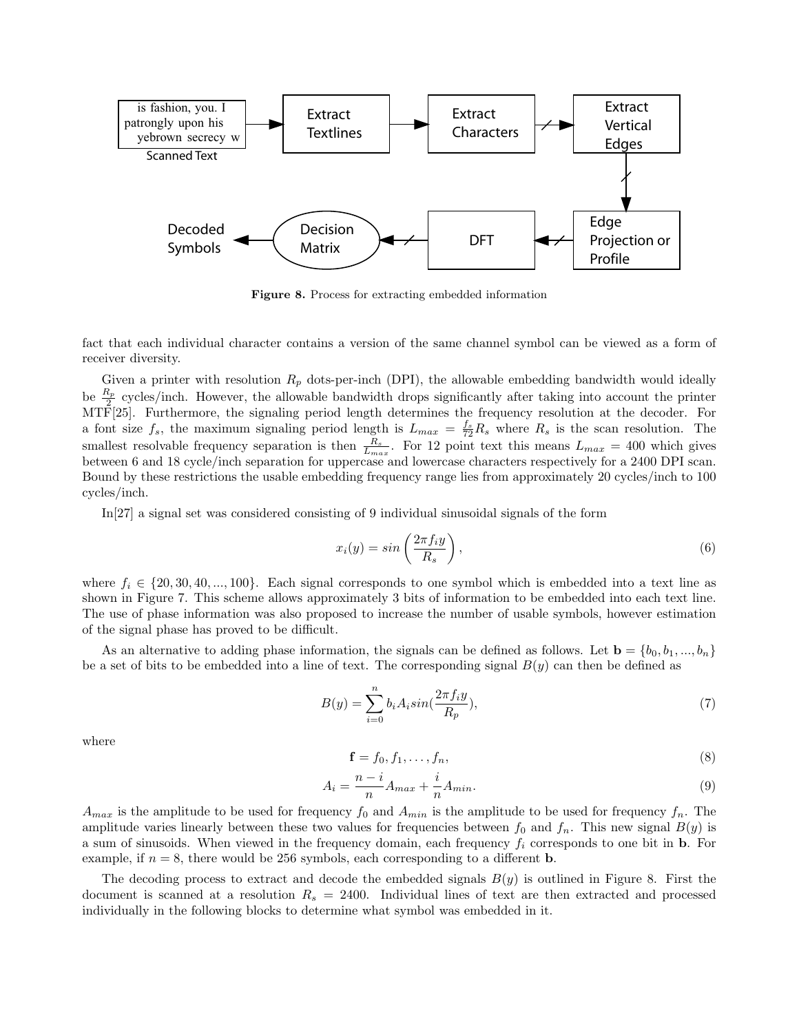Figure 8. Process for extracting embedded information

fact that each individual character contains a version of the same channel symbol can be viewed as a form of receiver diversity.

Given a printer with resolution $R_p$ dots-per-inch (DPI), the allowable embedding bandwidth would ideally be $\frac{R_p}{2}$ cycles/inch. However, the allowable bandwidth drops significantly after taking into account the printer MTF[25]. Furthermore, the signaling period length determines the frequency resolution at the decoder. For a font size $f_s$, the maximum signaling period length is $L_{max} = \frac{f_s}{72} R_s$ where $R_s$ is the scan resolution. The smallest resolvable frequency separation is then $\frac{R_s}{L_{max}}$. For 12 point text this means $L_{max} = 400$ which gives between 6 and 18 cycle/inch separation for uppercase and lowercase characters respectively for a 2400 DPI scan. Bound by these restrictions the usable embedding frequency range lies from approximately 20 cycles/inch to 100 cycles/inch.

In[27] a signal set was considered consisting of 9 individual sinusoidal signals of the form

$$x_i(y) = sin\left(\frac{2\pi f_i y}{R_s}\right), \tag{6}$$

where $f_i \in \{20, 30, 40, ..., 100\}$. Each signal corresponds to one symbol which is embedded into a text line as shown in Figure 7. This scheme allows approximately 3 bits of information to be embedded into each text line. The use of phase information was also proposed to increase the number of usable symbols, however estimation of the signal phase has proved to be difficult.

As an alternative to adding phase information, the signals can be defined as follows. Let $\mathbf{b} = \{b_0, b_1, ..., b_n\}$ be a set of bits to be embedded into a line of text. The corresponding signal $B(y)$ can then be defined as

$$B(y) = \sum_{i=0}^{n} b_i A_i sin(\frac{2\pi f_i y}{R_p}), \tag{7}$$

where

$$\mathbf{f} = f_0, f_1, \ldots, f_n, \tag{8}$$

$$A_i = \frac{n-i}{n} A_{max} + \frac{i}{n} A_{min}. \tag{9}$$

$A_{max}$ is the amplitude to be used for frequency $f_0$ and $A_{min}$ is the amplitude to be used for frequency $f_n$. The amplitude varies linearly between these two values for frequencies between $f_0$ and $f_n$. This new signal $B(y)$ is a sum of sinusoids. When viewed in the frequency domain, each frequency $f_i$ corresponds to one bit in $\mathbf{b}$. For example, if $n = 8$, there would be 256 symbols, each corresponding to a different $\mathbf{b}$.

The decoding process to extract and decode the embedded signals $B(y)$ is outlined in Figure 8. First the document is scanned at a resolution $R_s = 2400$. Individual lines of text are then extracted and processed individually in the following blocks to determine what symbol was embedded in it.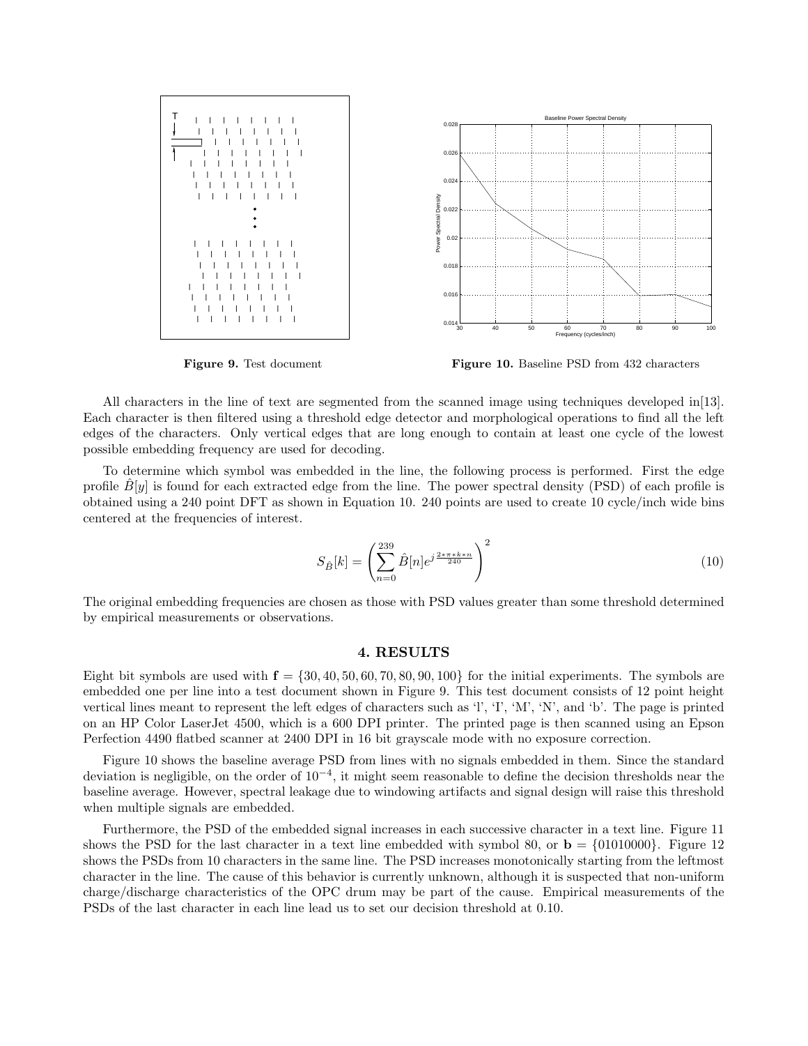**Figure 9.** Test document

**Figure 10.** Baseline PSD from 432 characters

All characters in the line of text are segmented from the scanned image using techniques developed in[13]. Each character is then filtered using a threshold edge detector and morphological operations to find all the left edges of the characters. Only vertical edges that are long enough to contain at least one cycle of the lowest possible embedding frequency are used for decoding.

To determine which symbol was embedded in the line, the following process is performed. First the edge profile $\hat{B}[y]$ is found for each extracted edge from the line. The power spectral density (PSD) of each profile is obtained using a 240 point DFT as shown in Equation 10. 240 points are used to create 10 cycle/inch wide bins centered at the frequencies of interest.

$$S_{\hat{B}}[k] = \left( \sum_{n=0}^{239} \hat{B}[n] e^{j\frac{2*\pi*k*n}{240}} \right)^2 \tag{10}$$

The original embedding frequencies are chosen as those with PSD values greater than some threshold determined by empirical measurements or observations.

## 4. RESULTS

Eight bit symbols are used with $\mathbf{f} = \{30, 40, 50, 60, 70, 80, 90, 100\}$ for the initial experiments. The symbols are embedded one per line into a test document shown in Figure 9. This test document consists of 12 point height vertical lines meant to represent the left edges of characters such as 'l', 'I', 'M', 'N', and 'b'. The page is printed on an HP Color LaserJet 4500, which is a 600 DPI printer. The printed page is then scanned using an Epson Perfection 4490 flatbed scanner at 2400 DPI in 16 bit grayscale mode with no exposure correction.

Figure 10 shows the baseline average PSD from lines with no signals embedded in them. Since the standard deviation is negligible, on the order of $10^{-4}$, it might seem reasonable to define the decision thresholds near the baseline average. However, spectral leakage due to windowing artifacts and signal design will raise this threshold when multiple signals are embedded.

Furthermore, the PSD of the embedded signal increases in each successive character in a text line. Figure 11 shows the PSD for the last character in a text line embedded with symbol 80, or $\mathbf{b} = \{01010000\}$. Figure 12 shows the PSDs from 10 characters in the same line. The PSD increases monotonically starting from the leftmost character in the line. The cause of this behavior is currently unknown, although it is suspected that non-uniform charge/discharge characteristics of the OPC drum may be part of the cause. Empirical measurements of the PSDs of the last character in each line lead us to set our decision threshold at 0.10.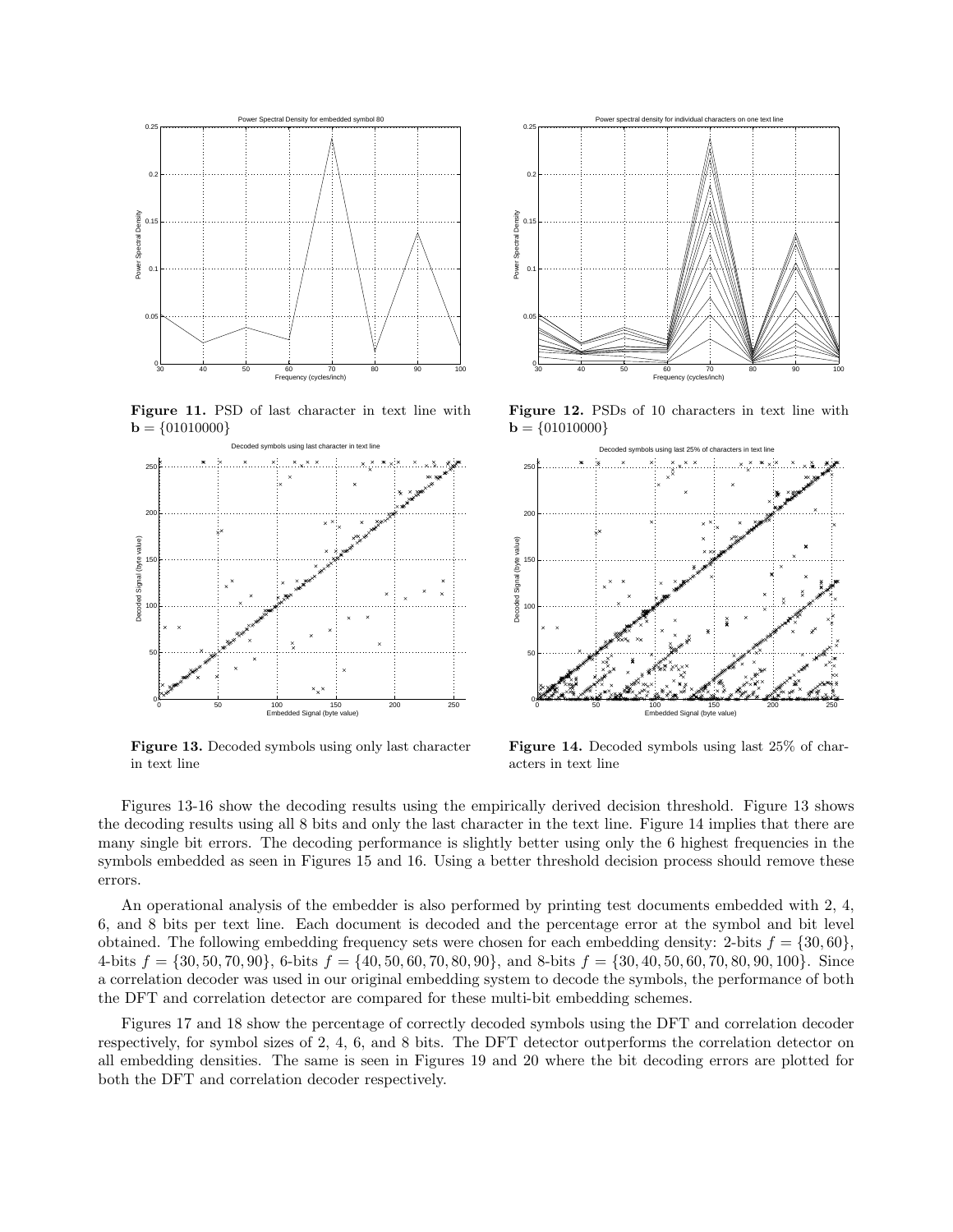**Figure 11.** PSD of last character in text line with $\mathbf{b} = \{01010000\}$

**Figure 12.** PSDs of 10 characters in text line with $\mathbf{b} = \{01010000\}$

**Figure 13.** Decoded symbols using only last character in text line

**Figure 14.** Decoded symbols using last 25% of characters in text line

Figures 13-16 show the decoding results using the empirically derived decision threshold. Figure 13 shows the decoding results using all 8 bits and only the last character in the text line. Figure 14 implies that there are many single bit errors. The decoding performance is slightly better using only the 6 highest frequencies in the symbols embedded as seen in Figures 15 and 16. Using a better threshold decision process should remove these errors.

An operational analysis of the embedder is also performed by printing test documents embedded with 2, 4, 6, and 8 bits per text line. Each document is decoded and the percentage error at the symbol and bit level obtained. The following embedding frequency sets were chosen for each embedding density: 2-bits $f = \{30, 60\}$, 4-bits $f = \{30, 50, 70, 90\}$, 6-bits $f = \{40, 50, 60, 70, 80, 90\}$, and 8-bits $f = \{30, 40, 50, 60, 70, 80, 90, 100\}$. Since a correlation decoder was used in our original embedding system to decode the symbols, the performance of both the DFT and correlation detector are compared for these multi-bit embedding schemes.

Figures 17 and 18 show the percentage of correctly decoded symbols using the DFT and correlation decoder respectively, for symbol sizes of 2, 4, 6, and 8 bits. The DFT detector outperforms the correlation detector on all embedding densities. The same is seen in Figures 19 and 20 where the bit decoding errors are plotted for both the DFT and correlation decoder respectively.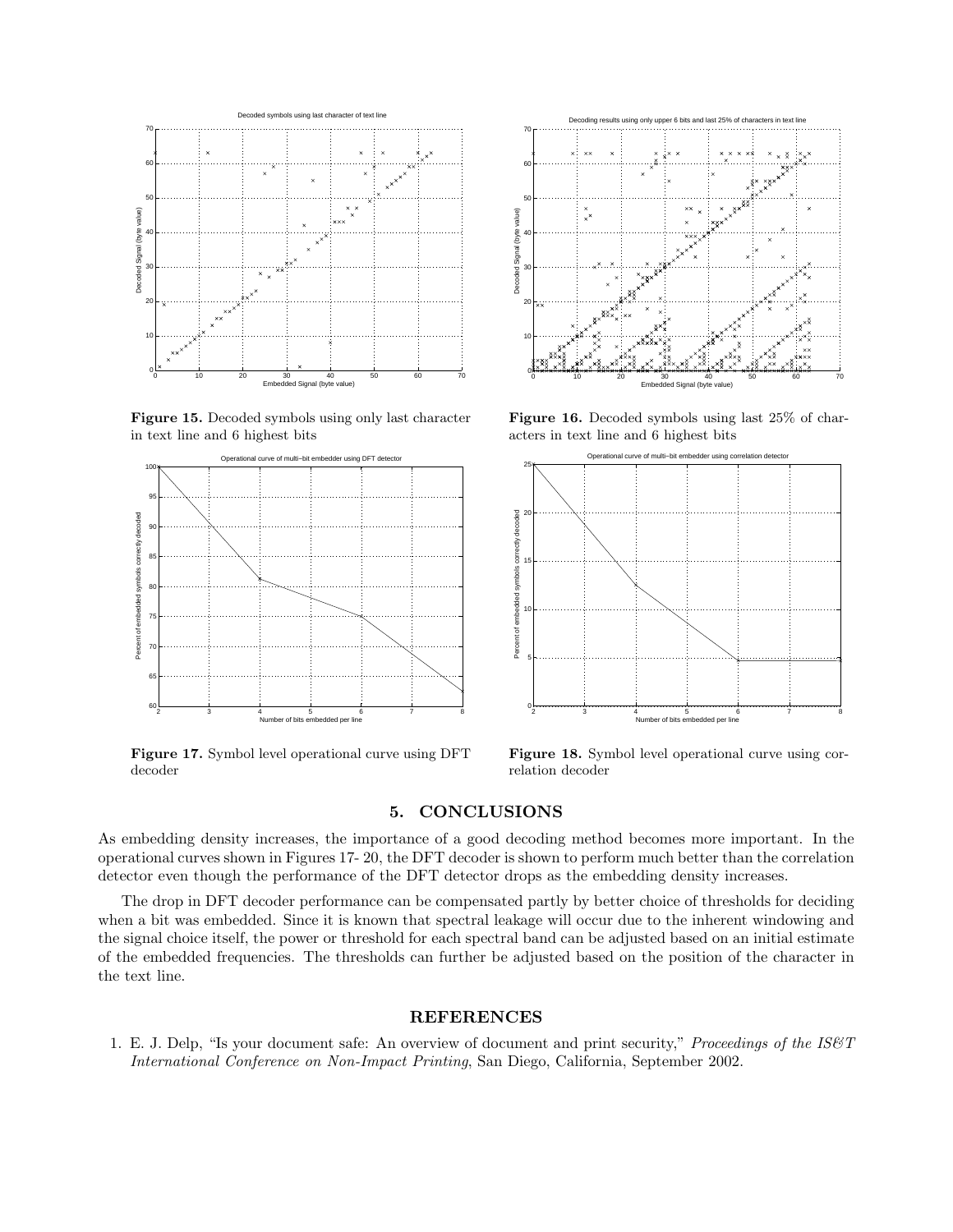**Figure 15.** Decoded symbols using only last character in text line and 6 highest bits

**Figure 16.** Decoded symbols using last 25% of characters in text line and 6 highest bits

**Figure 17.** Symbol level operational curve using DFT decoder

**Figure 18.** Symbol level operational curve using correlation decoder

## 5. CONCLUSIONS

As embedding density increases, the importance of a good decoding method becomes more important. In the operational curves shown in Figures 17- 20, the DFT decoder is shown to perform much better than the correlation detector even though the performance of the DFT detector drops as the embedding density increases.

The drop in DFT decoder performance can be compensated partly by better choice of thresholds for deciding when a bit was embedded. Since it is known that spectral leakage will occur due to the inherent windowing and the signal choice itself, the power or threshold for each spectral band can be adjusted based on an initial estimate of the embedded frequencies. The thresholds can further be adjusted based on the position of the character in the text line.

## REFERENCES

1. E. J. Delp, "Is your document safe: An overview of document and print security," *Proceedings of the IS&T International Conference on Non-Impact Printing*, San Diego, California, September 2002.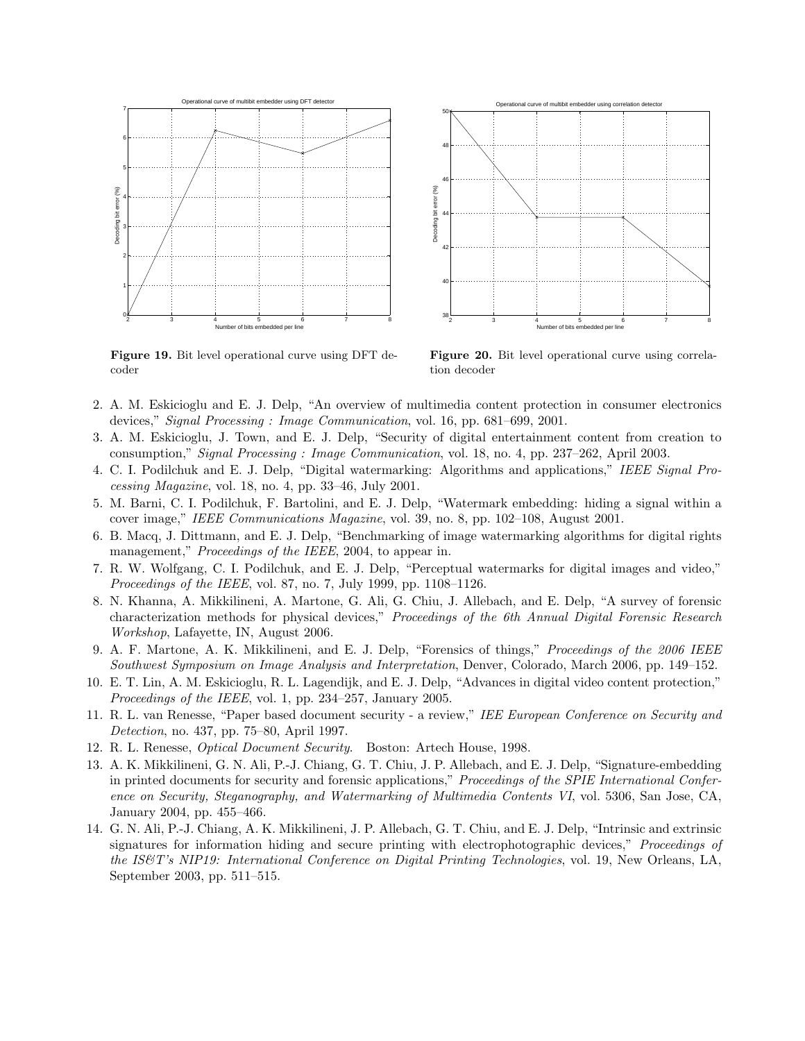Figure 19. Bit level operational curve using DFT decoder

Figure 20. Bit level operational curve using correlation decoder

2. A. M. Eskicioglu and E. J. Delp, "An overview of multimedia content protection in consumer electronics devices," *Signal Processing : Image Communication*, vol. 16, pp. 681–699, 2001.
3. A. M. Eskicioglu, J. Town, and E. J. Delp, "Security of digital entertainment content from creation to consumption," *Signal Processing : Image Communication*, vol. 18, no. 4, pp. 237–262, April 2003.
4. C. I. Podilchuk and E. J. Delp, "Digital watermarking: Algorithms and applications," *IEEE Signal Processing Magazine*, vol. 18, no. 4, pp. 33–46, July 2001.
5. M. Barni, C. I. Podilchuk, F. Bartolini, and E. J. Delp, "Watermark embedding: hiding a signal within a cover image," *IEEE Communications Magazine*, vol. 39, no. 8, pp. 102–108, August 2001.
6. B. Macq, J. Dittmann, and E. J. Delp, "Benchmarking of image watermarking algorithms for digital rights management," *Proceedings of the IEEE*, 2004, to appear in.
7. R. W. Wolfgang, C. I. Podilchuk, and E. J. Delp, "Perceptual watermarks for digital images and video," *Proceedings of the IEEE*, vol. 87, no. 7, July 1999, pp. 1108–1126.
8. N. Khanna, A. Mikkilineni, A. Martone, G. Ali, G. Chiu, J. Allebach, and E. Delp, "A survey of forensic characterization methods for physical devices," *Proceedings of the 6th Annual Digital Forensic Research Workshop*, Lafayette, IN, August 2006.
9. A. F. Martone, A. K. Mikkilineni, and E. J. Delp, "Forensics of things," *Proceedings of the 2006 IEEE Southwest Symposium on Image Analysis and Interpretation*, Denver, Colorado, March 2006, pp. 149–152.
10. E. T. Lin, A. M. Eskicioglu, R. L. Lagendijk, and E. J. Delp, "Advances in digital video content protection," *Proceedings of the IEEE*, vol. 1, pp. 234–257, January 2005.
11. R. L. van Renesse, "Paper based document security - a review," *IEE European Conference on Security and Detection*, no. 437, pp. 75–80, April 1997.
12. R. L. Renesse, *Optical Document Security*. Boston: Artech House, 1998.
13. A. K. Mikkilineni, G. N. Ali, P.-J. Chiang, G. T. Chiu, J. P. Allebach, and E. J. Delp, "Signature-embedding in printed documents for security and forensic applications," *Proceedings of the SPIE International Conference on Security, Steganography, and Watermarking of Multimedia Contents VI*, vol. 5306, San Jose, CA, January 2004, pp. 455–466.
14. G. N. Ali, P.-J. Chiang, A. K. Mikkilineni, J. P. Allebach, G. T. Chiu, and E. J. Delp, "Intrinsic and extrinsic signatures for information hiding and secure printing with electrophotographic devices," *Proceedings of the IS&T's NIP19: International Conference on Digital Printing Technologies*, vol. 19, New Orleans, LA, September 2003, pp. 511–515.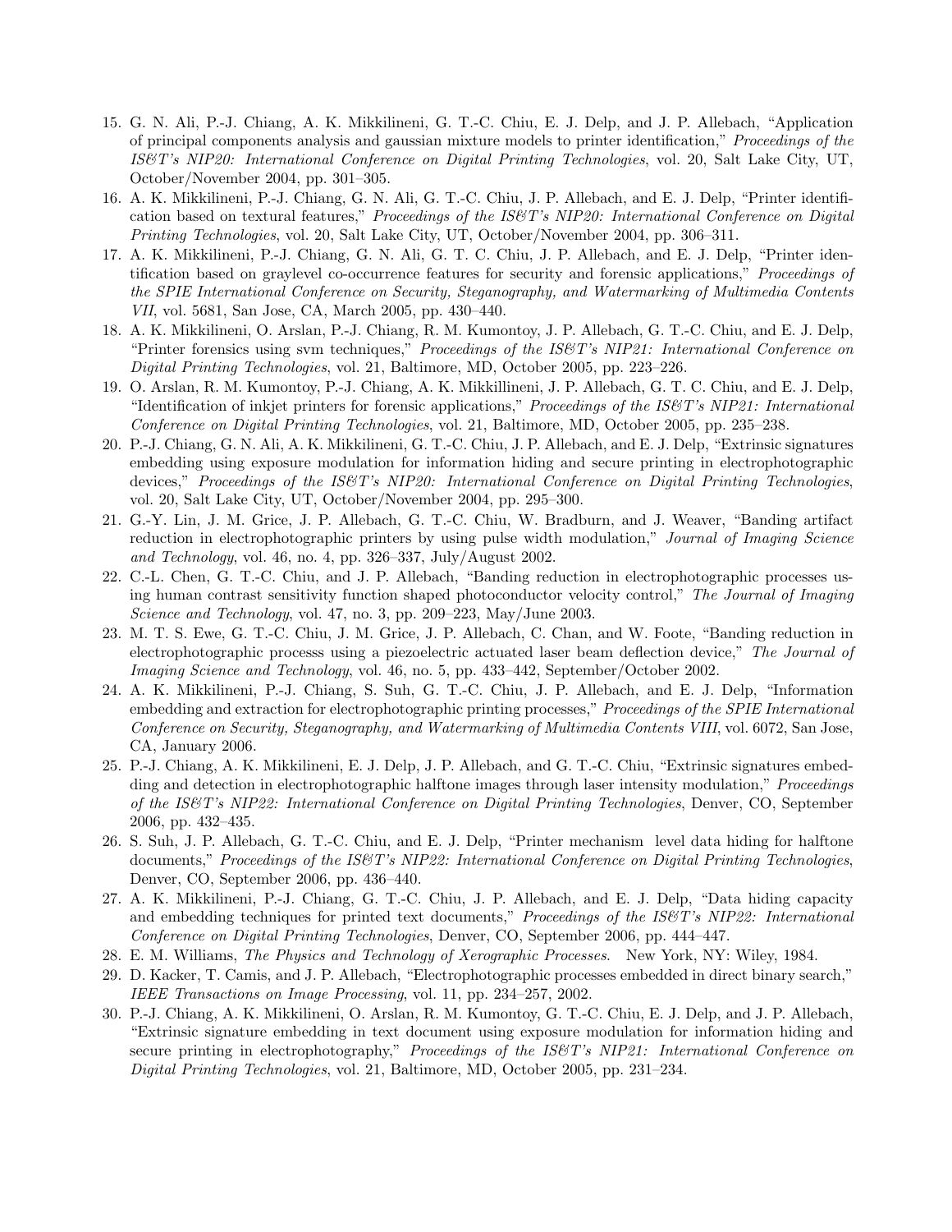15. G. N. Ali, P.-J. Chiang, A. K. Mikkilineni, G. T.-C. Chiu, E. J. Delp, and J. P. Allebach, "Application of principal components analysis and gaussian mixture models to printer identification," *Proceedings of the IS&T's NIP20: International Conference on Digital Printing Technologies*, vol. 20, Salt Lake City, UT, October/November 2004, pp. 301–305.
16. A. K. Mikkilineni, P.-J. Chiang, G. N. Ali, G. T.-C. Chiu, J. P. Allebach, and E. J. Delp, "Printer identification based on textural features," *Proceedings of the IS&T's NIP20: International Conference on Digital Printing Technologies*, vol. 20, Salt Lake City, UT, October/November 2004, pp. 306–311.
17. A. K. Mikkilineni, P.-J. Chiang, G. N. Ali, G. T. C. Chiu, J. P. Allebach, and E. J. Delp, "Printer identification based on graylevel co-occurrence features for security and forensic applications," *Proceedings of the SPIE International Conference on Security, Steganography, and Watermarking of Multimedia Contents VII*, vol. 5681, San Jose, CA, March 2005, pp. 430–440.
18. A. K. Mikkilineni, O. Arslan, P.-J. Chiang, R. M. Kumontoy, J. P. Allebach, G. T.-C. Chiu, and E. J. Delp, "Printer forensics using svm techniques," *Proceedings of the IS&T's NIP21: International Conference on Digital Printing Technologies*, vol. 21, Baltimore, MD, October 2005, pp. 223–226.
19. O. Arslan, R. M. Kumontoy, P.-J. Chiang, A. K. Mikkillineni, J. P. Allebach, G. T. C. Chiu, and E. J. Delp, "Identification of inkjet printers for forensic applications," *Proceedings of the IS&T's NIP21: International Conference on Digital Printing Technologies*, vol. 21, Baltimore, MD, October 2005, pp. 235–238.
20. P.-J. Chiang, G. N. Ali, A. K. Mikkilineni, G. T.-C. Chiu, J. P. Allebach, and E. J. Delp, "Extrinsic signatures embedding using exposure modulation for information hiding and secure printing in electrophotographic devices," *Proceedings of the IS&T's NIP20: International Conference on Digital Printing Technologies*, vol. 20, Salt Lake City, UT, October/November 2004, pp. 295–300.
21. G.-Y. Lin, J. M. Grice, J. P. Allebach, G. T.-C. Chiu, W. Bradburn, and J. Weaver, "Banding artifact reduction in electrophotographic printers by using pulse width modulation," *Journal of Imaging Science and Technology*, vol. 46, no. 4, pp. 326–337, July/August 2002.
22. C.-L. Chen, G. T.-C. Chiu, and J. P. Allebach, "Banding reduction in electrophotographic processes using human contrast sensitivity function shaped photoconductor velocity control," *The Journal of Imaging Science and Technology*, vol. 47, no. 3, pp. 209–223, May/June 2003.
23. M. T. S. Ewe, G. T.-C. Chiu, J. M. Grice, J. P. Allebach, C. Chan, and W. Foote, "Banding reduction in electrophotographic processs using a piezoelectric actuated laser beam deflection device," *The Journal of Imaging Science and Technology*, vol. 46, no. 5, pp. 433–442, September/October 2002.
24. A. K. Mikkilineni, P.-J. Chiang, S. Suh, G. T.-C. Chiu, J. P. Allebach, and E. J. Delp, "Information embedding and extraction for electrophotographic printing processes," *Proceedings of the SPIE International Conference on Security, Steganography, and Watermarking of Multimedia Contents VIII*, vol. 6072, San Jose, CA, January 2006.
25. P.-J. Chiang, A. K. Mikkilineni, E. J. Delp, J. P. Allebach, and G. T.-C. Chiu, "Extrinsic signatures embedding and detection in electrophotographic halftone images through laser intensity modulation," *Proceedings of the IS&T's NIP22: International Conference on Digital Printing Technologies*, Denver, CO, September 2006, pp. 432–435.
26. S. Suh, J. P. Allebach, G. T.-C. Chiu, and E. J. Delp, "Printer mechanism level data hiding for halftone documents," *Proceedings of the IS&T's NIP22: International Conference on Digital Printing Technologies*, Denver, CO, September 2006, pp. 436–440.
27. A. K. Mikkilineni, P.-J. Chiang, G. T.-C. Chiu, J. P. Allebach, and E. J. Delp, "Data hiding capacity and embedding techniques for printed text documents," *Proceedings of the IS&T's NIP22: International Conference on Digital Printing Technologies*, Denver, CO, September 2006, pp. 444–447.
28. E. M. Williams, *The Physics and Technology of Xerographic Processes*. New York, NY: Wiley, 1984.
29. D. Kacker, T. Camis, and J. P. Allebach, "Electrophotographic processes embedded in direct binary search," *IEEE Transactions on Image Processing*, vol. 11, pp. 234–257, 2002.
30. P.-J. Chiang, A. K. Mikkilineni, O. Arslan, R. M. Kumontoy, G. T.-C. Chiu, E. J. Delp, and J. P. Allebach, "Extrinsic signature embedding in text document using exposure modulation for information hiding and secure printing in electrophotography," *Proceedings of the IS&T's NIP21: International Conference on Digital Printing Technologies*, vol. 21, Baltimore, MD, October 2005, pp. 231–234.